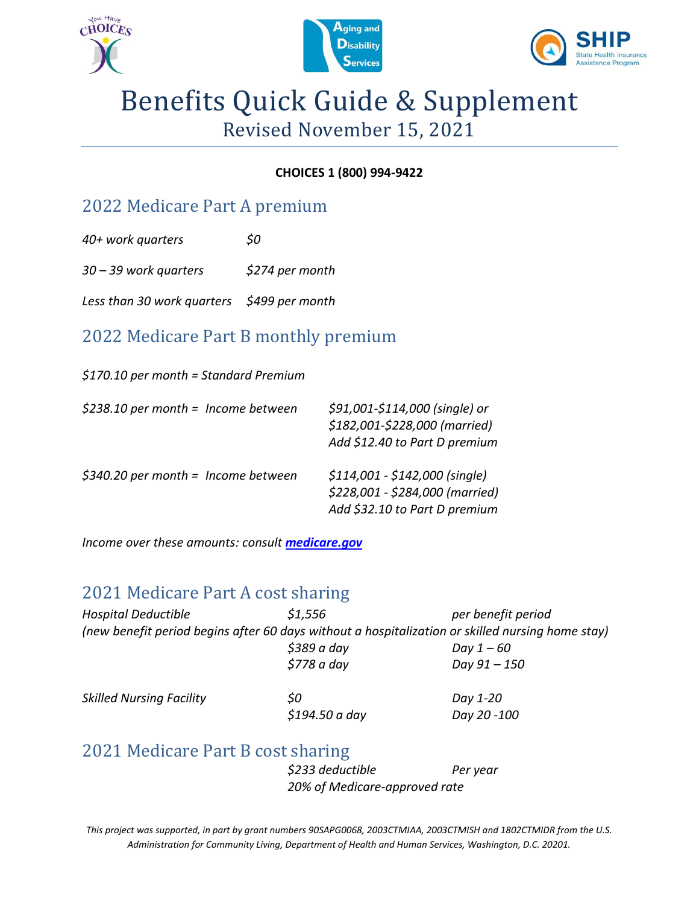# Benefits Quick Guide & Supplement

## Revised November 15, 2021

**CHOICES 1 (800) 994-9422**

## 2022 Medicare Part A premium

| | |
|---|---|
| *40+ work quarters* | *$0* |
| *30 – 39 work quarters* | *$274 per month* |
| *Less than 30 work quarters* | *$499 per month* |

## 2022 Medicare Part B monthly premium

*$170.10 per month = Standard Premium*

| | |
|---|---|
| *$238.10 per month = Income between* | *$91,001-$114,000 (single) or*<br>*$182,001-$228,000 (married)*<br>*Add $12.40 to Part D premium* |
| *$340.20 per month = Income between* | *$114,001 - $142,000 (single)*<br>*$228,001 - $284,000 (married)*<br>*Add $32.10 to Part D premium* |

*Income over these amounts: consult* ***medicare.gov***

## 2021 Medicare Part A cost sharing

| | | |
|---|---|---|
| *Hospital Deductible* | *$1,556* | *per benefit period* |

*(new benefit period begins after 60 days without a hospitalization or skilled nursing home stay)*

| | | |
|---|---|---|
| | *$389 a day* | *Day 1 – 60* |
| | *$778 a day* | *Day 91 – 150* |
| *Skilled Nursing Facility* | *$0* | *Day 1-20* |
| | *$194.50 a day* | *Day 20 -100* |

## 2021 Medicare Part B cost sharing

| | | |
|---|---|---|
| | *$233 deductible* | *Per year* |
| | *20% of Medicare-approved rate* | |

*This project was supported, in part by grant numbers 90SAPG0068, 2003CTMIAA, 2003CTMISH and 1802CTMIDR from the U.S. Administration for Community Living, Department of Health and Human Services, Washington, D.C. 20201.*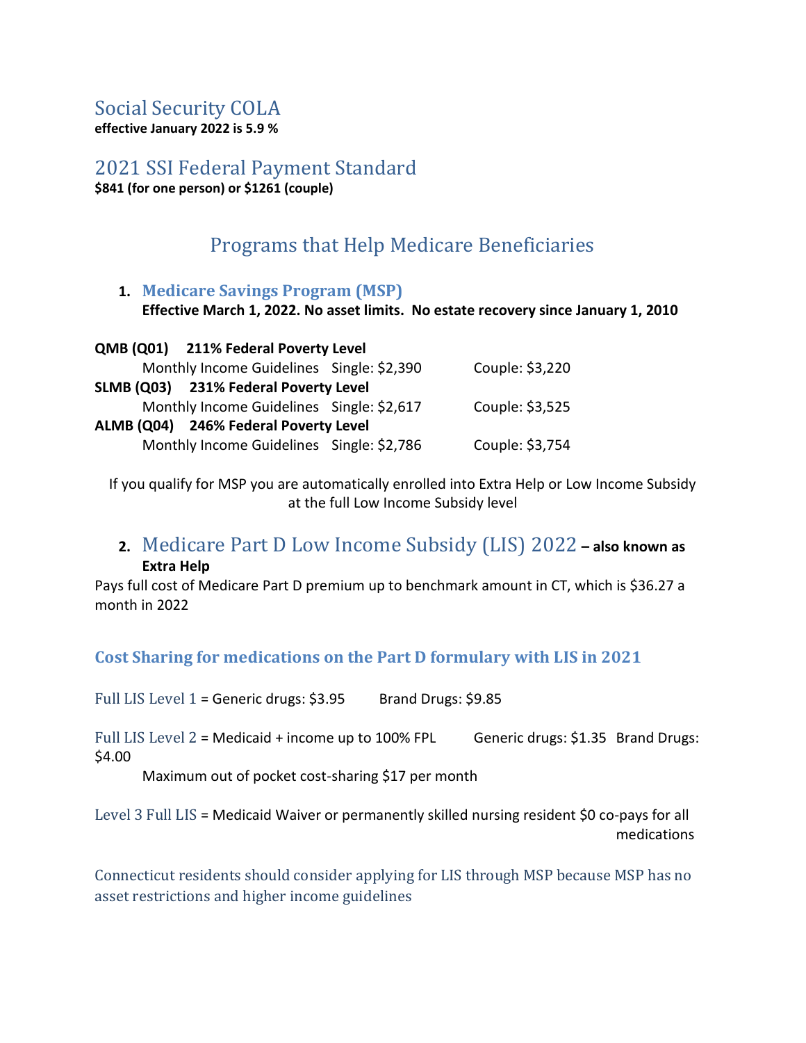## Social Security COLA

**effective January 2022 is 5.9 %**

## 2021 SSI Federal Payment Standard

**$841 (for one person) or $1261 (couple)**

# Programs that Help Medicare Beneficiaries

### 1. Medicare Savings Program (MSP)

**Effective March 1, 2022. No asset limits. No estate recovery since January 1, 2010**

| Program | | |
|---|---|---|
| **QMB (Q01) 211% Federal Poverty Level** | | |
| Monthly Income Guidelines | Single: $2,390 | Couple: $3,220 |
| **SLMB (Q03) 231% Federal Poverty Level** | | |
| Monthly Income Guidelines | Single: $2,617 | Couple: $3,525 |
| **ALMB (Q04) 246% Federal Poverty Level** | | |
| Monthly Income Guidelines | Single: $2,786 | Couple: $3,754 |

If you qualify for MSP you are automatically enrolled into Extra Help or Low Income Subsidy at the full Low Income Subsidy level

### 2. Medicare Part D Low Income Subsidy (LIS) 2022 – also known as Extra Help

Pays full cost of Medicare Part D premium up to benchmark amount in CT, which is $36.27 a month in 2022

### Cost Sharing for medications on the Part D formulary with LIS in 2021

Full LIS Level 1 = Generic drugs: $3.95 Brand Drugs: $9.85

Full LIS Level 2 = Medicaid + income up to 100% FPL Generic drugs: $1.35 Brand Drugs: $4.00

Maximum out of pocket cost-sharing $17 per month

Level 3 Full LIS = Medicaid Waiver or permanently skilled nursing resident $0 co-pays for all medications

Connecticut residents should consider applying for LIS through MSP because MSP has no asset restrictions and higher income guidelines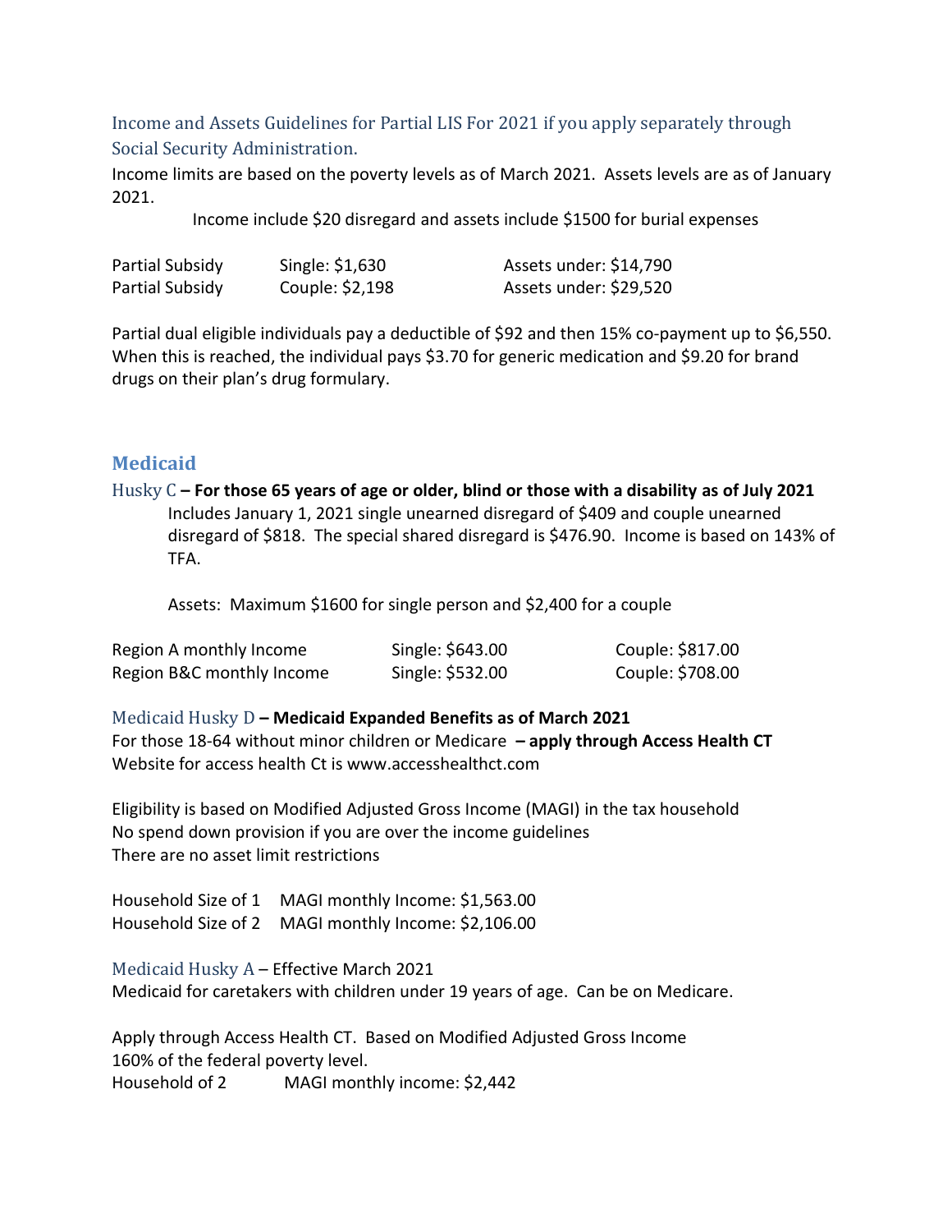### Income and Assets Guidelines for Partial LIS For 2021 if you apply separately through Social Security Administration.

Income limits are based on the poverty levels as of March 2021. Assets levels are as of January 2021.

Income include $20 disregard and assets include $1500 for burial expenses

| | | |
|---|---|---|
| Partial Subsidy | Single: $1,630 | Assets under: $14,790 |
| Partial Subsidy | Couple: $2,198 | Assets under: $29,520 |

Partial dual eligible individuals pay a deductible of $92 and then 15% co-payment up to $6,550. When this is reached, the individual pays $3.70 for generic medication and $9.20 for brand drugs on their plan's drug formulary.

## Medicaid

### Husky C – **For those 65 years of age or older, blind or those with a disability as of July 2021**

Includes January 1, 2021 single unearned disregard of $409 and couple unearned disregard of $818. The special shared disregard is $476.90. Income is based on 143% of TFA.

Assets: Maximum $1600 for single person and $2,400 for a couple

| | | |
|---|---|---|
| Region A monthly Income | Single: $643.00 | Couple: $817.00 |
| Region B&C monthly Income | Single: $532.00 | Couple: $708.00 |

### Medicaid Husky D – **Medicaid Expanded Benefits as of March 2021**

For those 18-64 without minor children or Medicare **– apply through Access Health CT**
Website for access health Ct is www.accesshealthct.com

Eligibility is based on Modified Adjusted Gross Income (MAGI) in the tax household
No spend down provision if you are over the income guidelines
There are no asset limit restrictions

| | |
|---|---|
| Household Size of 1 | MAGI monthly Income: $1,563.00 |
| Household Size of 2 | MAGI monthly Income: $2,106.00 |

### Medicaid Husky A – Effective March 2021

Medicaid for caretakers with children under 19 years of age. Can be on Medicare.

Apply through Access Health CT. Based on Modified Adjusted Gross Income
160% of the federal poverty level.

| | |
|---|---|
| Household of 2 | MAGI monthly income: $2,442 |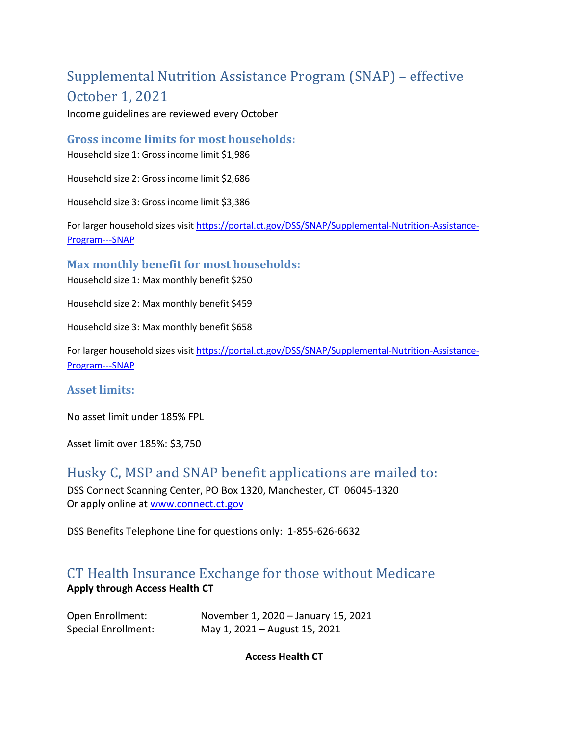## Supplemental Nutrition Assistance Program (SNAP) – effective October 1, 2021

Income guidelines are reviewed every October

### Gross income limits for most households:

Household size 1: Gross income limit $1,986

Household size 2: Gross income limit $2,686

Household size 3: Gross income limit $3,386

For larger household sizes visit [https://portal.ct.gov/DSS/SNAP/Supplemental-Nutrition-Assistance-Program---SNAP](https://portal.ct.gov/DSS/SNAP/Supplemental-Nutrition-Assistance-Program---SNAP)

### Max monthly benefit for most households:

Household size 1: Max monthly benefit $250

Household size 2: Max monthly benefit $459

Household size 3: Max monthly benefit $658

For larger household sizes visit [https://portal.ct.gov/DSS/SNAP/Supplemental-Nutrition-Assistance-Program---SNAP](https://portal.ct.gov/DSS/SNAP/Supplemental-Nutrition-Assistance-Program---SNAP)

### Asset limits:

No asset limit under 185% FPL

Asset limit over 185%: $3,750

## Husky C, MSP and SNAP benefit applications are mailed to:

DSS Connect Scanning Center, PO Box 1320, Manchester, CT 06045-1320
Or apply online at [www.connect.ct.gov](www.connect.ct.gov)

DSS Benefits Telephone Line for questions only: 1-855-626-6632

## CT Health Insurance Exchange for those without Medicare

**Apply through Access Health CT**

Open Enrollment: November 1, 2020 – January 15, 2021
Special Enrollment: May 1, 2021 – August 15, 2021

**Access Health CT**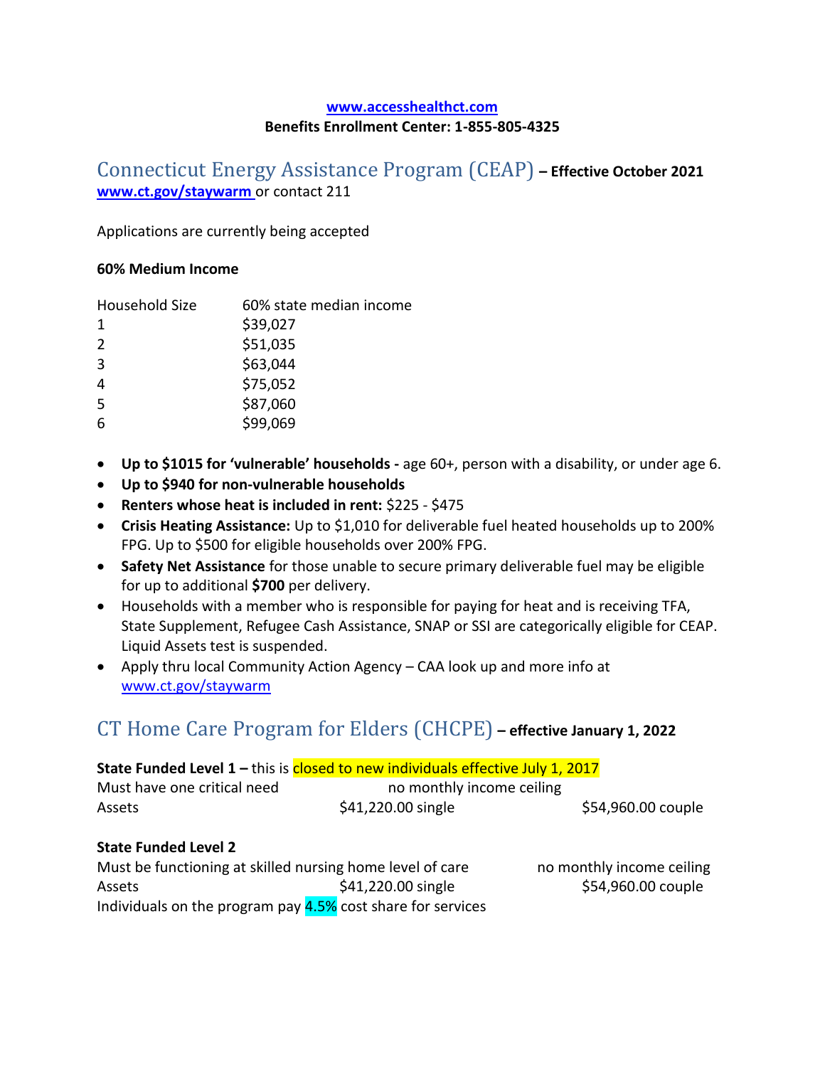**[www.accesshealthct.com](http://www.accesshealthct.com)**
**Benefits Enrollment Center: 1-855-805-4325**

## Connecticut Energy Assistance Program (CEAP) – Effective October 2021

**[www.ct.gov/staywarm](http://www.ct.gov/staywarm)** or contact 211

Applications are currently being accepted

**60% Medium Income**

| Household Size | 60% state median income |
|---|---|
| 1 | $39,027 |
| 2 | $51,035 |
| 3 | $63,044 |
| 4 | $75,052 |
| 5 | $87,060 |
| 6 | $99,069 |

- **Up to $1015 for 'vulnerable' households -** age 60+, person with a disability, or under age 6.
- **Up to $940 for non-vulnerable households**
- **Renters whose heat is included in rent:** $225 - $475
- **Crisis Heating Assistance:** Up to $1,010 for deliverable fuel heated households up to 200% FPG. Up to $500 for eligible households over 200% FPG.
- **Safety Net Assistance** for those unable to secure primary deliverable fuel may be eligible for up to additional **$700** per delivery.
- Households with a member who is responsible for paying for heat and is receiving TFA, State Supplement, Refugee Cash Assistance, SNAP or SSI are categorically eligible for CEAP. Liquid Assets test is suspended.
- Apply thru local Community Action Agency – CAA look up and more info at [www.ct.gov/staywarm](http://www.ct.gov/staywarm)

## CT Home Care Program for Elders (CHCPE) – effective January 1, 2022

**State Funded Level 1 –** this is closed to new individuals effective July 1, 2017

| | | |
|---|---|---|
| Must have one critical need | no monthly income ceiling | |
| Assets | $41,220.00 single | $54,960.00 couple |

**State Funded Level 2**

| | | |
|---|---|---|
| Must be functioning at skilled nursing home level of care | | no monthly income ceiling |
| Assets | $41,220.00 single | $54,960.00 couple |

Individuals on the program pay 4.5% cost share for services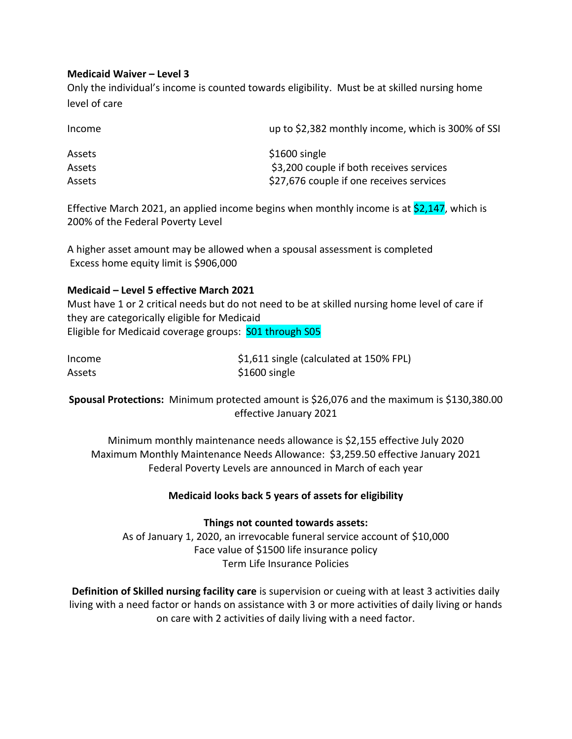**Medicaid Waiver – Level 3**

Only the individual's income is counted towards eligibility. Must be at skilled nursing home level of care

| | |
|---|---|
| Income | up to $2,382 monthly income, which is 300% of SSI |
| Assets | $1600 single |
| Assets | $3,200 couple if both receives services |
| Assets | $27,676 couple if one receives services |

Effective March 2021, an applied income begins when monthly income is at $2,147, which is 200% of the Federal Poverty Level

A higher asset amount may be allowed when a spousal assessment is completed
Excess home equity limit is $906,000

**Medicaid – Level 5 effective March 2021**

Must have 1 or 2 critical needs but do not need to be at skilled nursing home level of care if they are categorically eligible for Medicaid
Eligible for Medicaid coverage groups: S01 through S05

| | |
|---|---|
| Income | $1,611 single (calculated at 150% FPL) |
| Assets | $1600 single |

**Spousal Protections:** Minimum protected amount is $26,076 and the maximum is $130,380.00 effective January 2021

Minimum monthly maintenance needs allowance is $2,155 effective July 2020
Maximum Monthly Maintenance Needs Allowance: $3,259.50 effective January 2021
Federal Poverty Levels are announced in March of each year

**Medicaid looks back 5 years of assets for eligibility**

**Things not counted towards assets:**

As of January 1, 2020, an irrevocable funeral service account of $10,000
Face value of $1500 life insurance policy
Term Life Insurance Policies

**Definition of Skilled nursing facility care** is supervision or cueing with at least 3 activities daily living with a need factor or hands on assistance with 3 or more activities of daily living or hands on care with 2 activities of daily living with a need factor.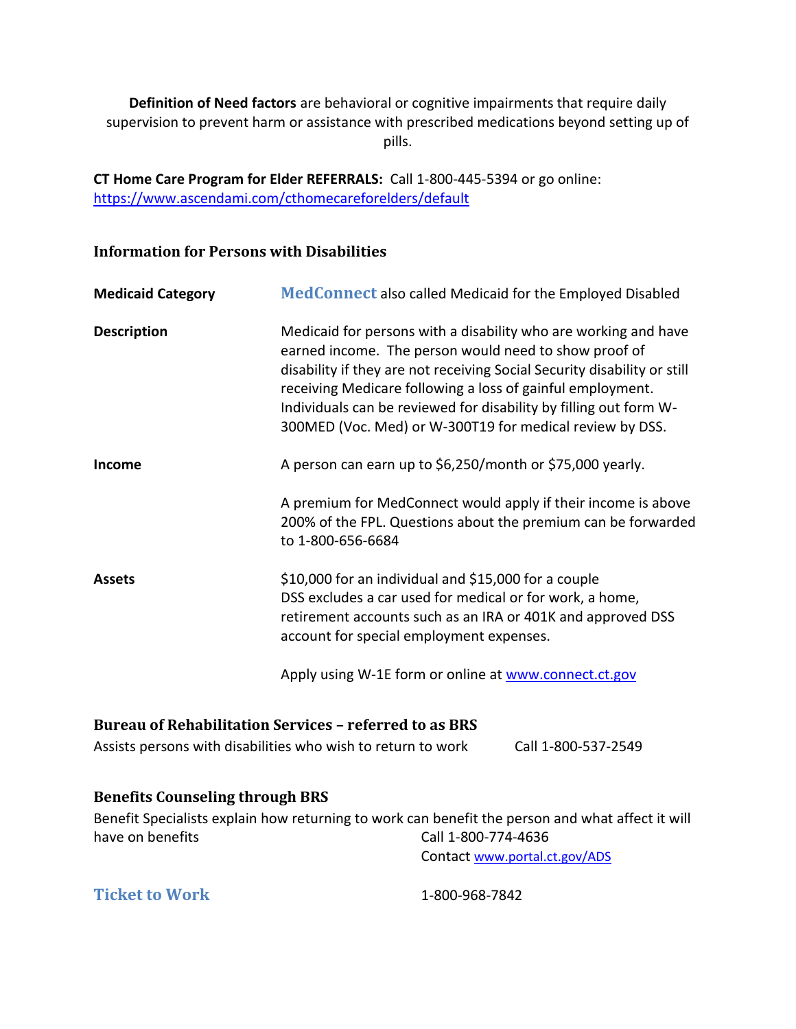**Definition of Need factors** are behavioral or cognitive impairments that require daily supervision to prevent harm or assistance with prescribed medications beyond setting up of pills.

**CT Home Care Program for Elder REFERRALS:** Call 1-800-445-5394 or go online: https://www.ascendami.com/cthomecareforelders/default

### Information for Persons with Disabilities

| | |
|---|---|
| **Medicaid Category** | **MedConnect** also called Medicaid for the Employed Disabled |
| **Description** | Medicaid for persons with a disability who are working and have earned income. The person would need to show proof of disability if they are not receiving Social Security disability or still receiving Medicare following a loss of gainful employment. Individuals can be reviewed for disability by filling out form W-300MED (Voc. Med) or W-300T19 for medical review by DSS. |
| **Income** | A person can earn up to $6,250/month or $75,000 yearly.<br><br>A premium for MedConnect would apply if their income is above 200% of the FPL. Questions about the premium can be forwarded to 1-800-656-6684 |
| **Assets** | $10,000 for an individual and $15,000 for a couple<br>DSS excludes a car used for medical or for work, a home, retirement accounts such as an IRA or 401K and approved DSS account for special employment expenses.<br><br>Apply using W-1E form or online at www.connect.ct.gov |

### Bureau of Rehabilitation Services – referred to as BRS

Assists persons with disabilities who wish to return to work — Call 1-800-537-2549

### Benefits Counseling through BRS

Benefit Specialists explain how returning to work can benefit the person and what affect it will have on benefits — Call 1-800-774-4636
Contact www.portal.ct.gov/ADS

### Ticket to Work

1-800-968-7842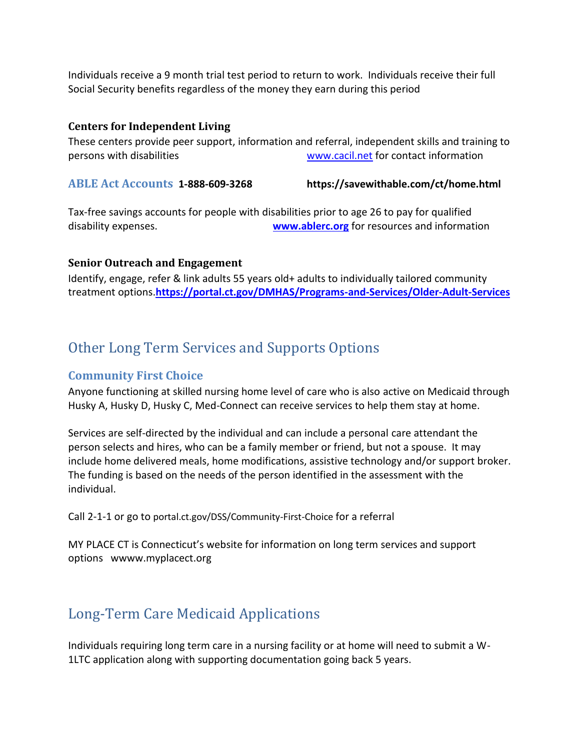Individuals receive a 9 month trial test period to return to work. Individuals receive their full Social Security benefits regardless of the money they earn during this period

**Centers for Independent Living**

These centers provide peer support, information and referral, independent skills and training to persons with disabilities www.cacil.net for contact information

### ABLE Act Accounts **1-888-609-3268** **https://savewithable.com/ct/home.html**

Tax-free savings accounts for people with disabilities prior to age 26 to pay for qualified disability expenses. **www.ablerc.org** for resources and information

**Senior Outreach and Engagement**

Identify, engage, refer & link adults 55 years old+ adults to individually tailored community treatment options.**https://portal.ct.gov/DMHAS/Programs-and-Services/Older-Adult-Services**

## Other Long Term Services and Supports Options

### Community First Choice

Anyone functioning at skilled nursing home level of care who is also active on Medicaid through Husky A, Husky D, Husky C, Med-Connect can receive services to help them stay at home.

Services are self-directed by the individual and can include a personal care attendant the person selects and hires, who can be a family member or friend, but not a spouse. It may include home delivered meals, home modifications, assistive technology and/or support broker. The funding is based on the needs of the person identified in the assessment with the individual.

Call 2-1-1 or go to portal.ct.gov/DSS/Community-First-Choice for a referral

MY PLACE CT is Connecticut's website for information on long term services and support options wwww.myplacect.org

## Long-Term Care Medicaid Applications

Individuals requiring long term care in a nursing facility or at home will need to submit a W-1LTC application along with supporting documentation going back 5 years.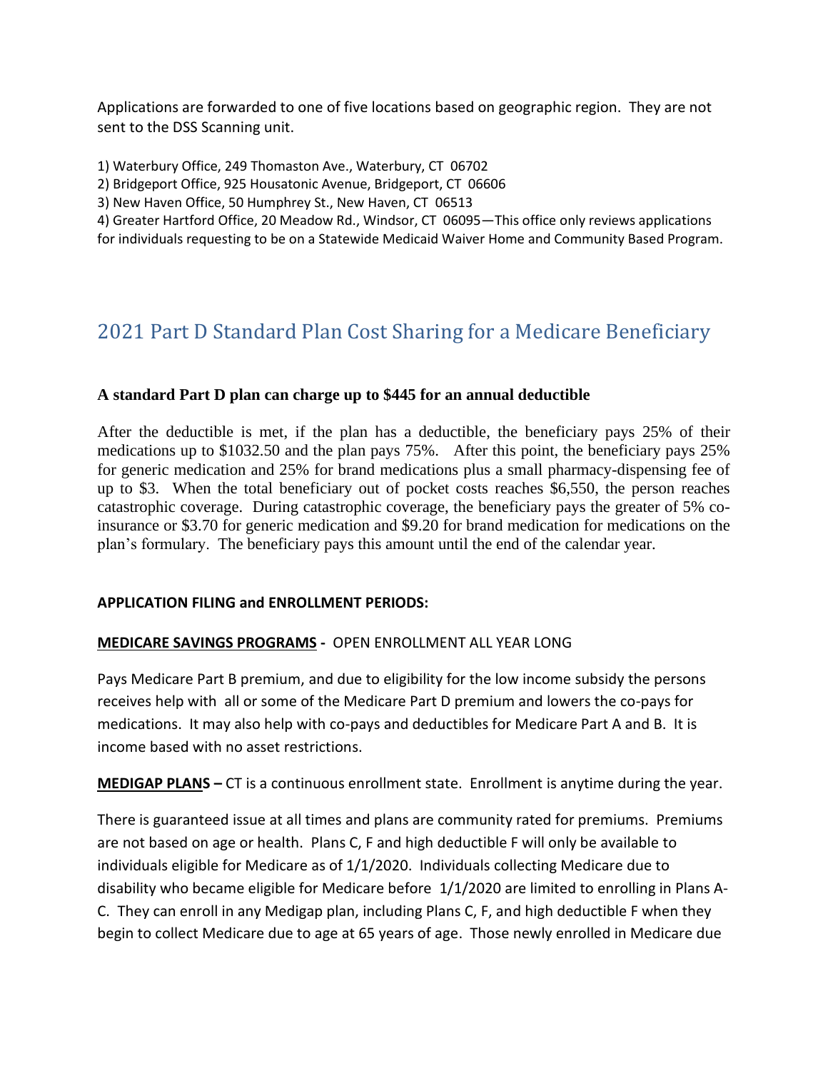Applications are forwarded to one of five locations based on geographic region. They are not sent to the DSS Scanning unit.

1) Waterbury Office, 249 Thomaston Ave., Waterbury, CT 06702
2) Bridgeport Office, 925 Housatonic Avenue, Bridgeport, CT 06606
3) New Haven Office, 50 Humphrey St., New Haven, CT 06513
4) Greater Hartford Office, 20 Meadow Rd., Windsor, CT 06095—This office only reviews applications for individuals requesting to be on a Statewide Medicaid Waiver Home and Community Based Program.

## 2021 Part D Standard Plan Cost Sharing for a Medicare Beneficiary

**A standard Part D plan can charge up to $445 for an annual deductible**

After the deductible is met, if the plan has a deductible, the beneficiary pays 25% of their medications up to $1032.50 and the plan pays 75%. After this point, the beneficiary pays 25% for generic medication and 25% for brand medications plus a small pharmacy-dispensing fee of up to $3. When the total beneficiary out of pocket costs reaches $6,550, the person reaches catastrophic coverage. During catastrophic coverage, the beneficiary pays the greater of 5% co-insurance or $3.70 for generic medication and $9.20 for brand medication for medications on the plan's formulary. The beneficiary pays this amount until the end of the calendar year.

**APPLICATION FILING and ENROLLMENT PERIODS:**

**MEDICARE SAVINGS PROGRAMS -** OPEN ENROLLMENT ALL YEAR LONG

Pays Medicare Part B premium, and due to eligibility for the low income subsidy the persons receives help with all or some of the Medicare Part D premium and lowers the co-pays for medications. It may also help with co-pays and deductibles for Medicare Part A and B. It is income based with no asset restrictions.

**MEDIGAP PLANS –** CT is a continuous enrollment state. Enrollment is anytime during the year.

There is guaranteed issue at all times and plans are community rated for premiums. Premiums are not based on age or health. Plans C, F and high deductible F will only be available to individuals eligible for Medicare as of 1/1/2020. Individuals collecting Medicare due to disability who became eligible for Medicare before 1/1/2020 are limited to enrolling in Plans A-C. They can enroll in any Medigap plan, including Plans C, F, and high deductible F when they begin to collect Medicare due to age at 65 years of age. Those newly enrolled in Medicare due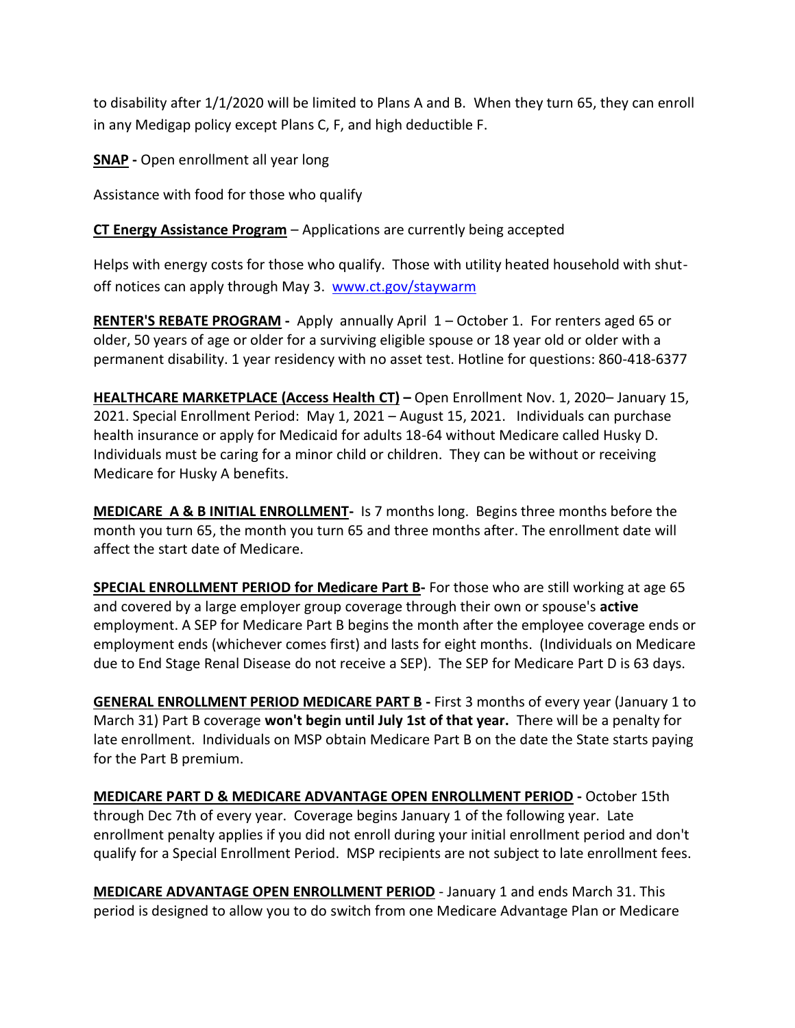to disability after 1/1/2020 will be limited to Plans A and B. When they turn 65, they can enroll in any Medigap policy except Plans C, F, and high deductible F.

**SNAP -** Open enrollment all year long

Assistance with food for those who qualify

**CT Energy Assistance Program** – Applications are currently being accepted

Helps with energy costs for those who qualify. Those with utility heated household with shut-off notices can apply through May 3. [www.ct.gov/staywarm](www.ct.gov/staywarm)

**RENTER'S REBATE PROGRAM -** Apply annually April 1 – October 1. For renters aged 65 or older, 50 years of age or older for a surviving eligible spouse or 18 year old or older with a permanent disability. 1 year residency with no asset test. Hotline for questions: 860-418-6377

**HEALTHCARE MARKETPLACE (Access Health CT) –** Open Enrollment Nov. 1, 2020– January 15, 2021. Special Enrollment Period: May 1, 2021 – August 15, 2021. Individuals can purchase health insurance or apply for Medicaid for adults 18-64 without Medicare called Husky D. Individuals must be caring for a minor child or children. They can be without or receiving Medicare for Husky A benefits.

**MEDICARE A & B INITIAL ENROLLMENT-** Is 7 months long. Begins three months before the month you turn 65, the month you turn 65 and three months after. The enrollment date will affect the start date of Medicare.

**SPECIAL ENROLLMENT PERIOD for Medicare Part B-** For those who are still working at age 65 and covered by a large employer group coverage through their own or spouse's **active** employment. A SEP for Medicare Part B begins the month after the employee coverage ends or employment ends (whichever comes first) and lasts for eight months. (Individuals on Medicare due to End Stage Renal Disease do not receive a SEP). The SEP for Medicare Part D is 63 days.

**GENERAL ENROLLMENT PERIOD MEDICARE PART B -** First 3 months of every year (January 1 to March 31) Part B coverage **won't begin until July 1st of that year.** There will be a penalty for late enrollment. Individuals on MSP obtain Medicare Part B on the date the State starts paying for the Part B premium.

**MEDICARE PART D & MEDICARE ADVANTAGE OPEN ENROLLMENT PERIOD -** October 15th through Dec 7th of every year. Coverage begins January 1 of the following year. Late enrollment penalty applies if you did not enroll during your initial enrollment period and don't qualify for a Special Enrollment Period. MSP recipients are not subject to late enrollment fees.

**MEDICARE ADVANTAGE OPEN ENROLLMENT PERIOD** - January 1 and ends March 31. This period is designed to allow you to do switch from one Medicare Advantage Plan or Medicare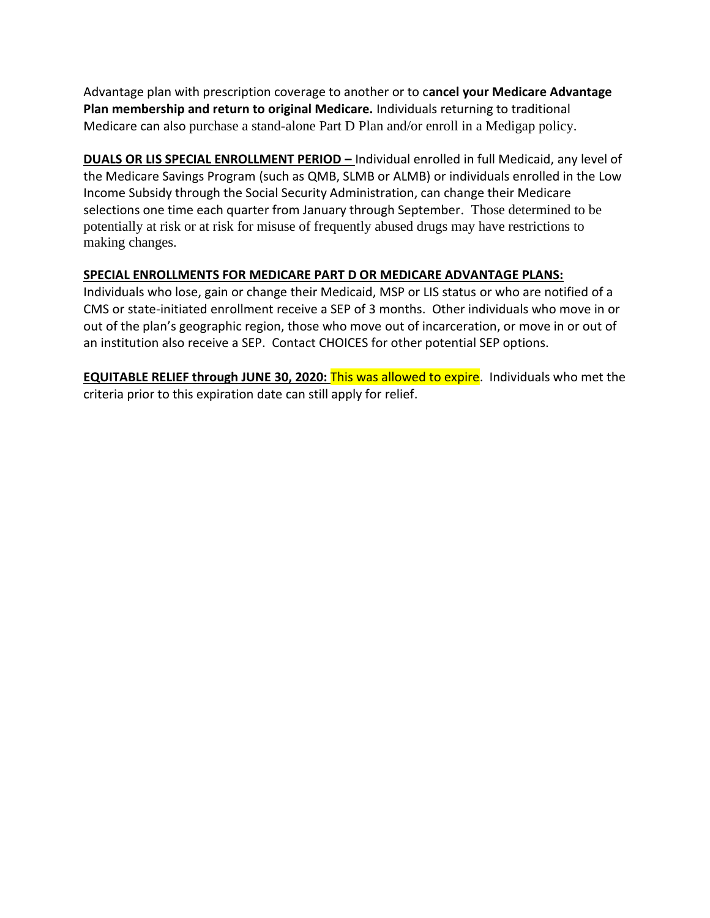Advantage plan with prescription coverage to another or to c**ancel your Medicare Advantage Plan membership and return to original Medicare.** Individuals returning to traditional Medicare can also purchase a stand-alone Part D Plan and/or enroll in a Medigap policy.

**DUALS OR LIS SPECIAL ENROLLMENT PERIOD –** Individual enrolled in full Medicaid, any level of the Medicare Savings Program (such as QMB, SLMB or ALMB) or individuals enrolled in the Low Income Subsidy through the Social Security Administration, can change their Medicare selections one time each quarter from January through September. Those determined to be potentially at risk or at risk for misuse of frequently abused drugs may have restrictions to making changes.

**SPECIAL ENROLLMENTS FOR MEDICARE PART D OR MEDICARE ADVANTAGE PLANS:**
Individuals who lose, gain or change their Medicaid, MSP or LIS status or who are notified of a CMS or state-initiated enrollment receive a SEP of 3 months. Other individuals who move in or out of the plan's geographic region, those who move out of incarceration, or move in or out of an institution also receive a SEP. Contact CHOICES for other potential SEP options.

**EQUITABLE RELIEF through JUNE 30, 2020:** This was allowed to expire. Individuals who met the criteria prior to this expiration date can still apply for relief.